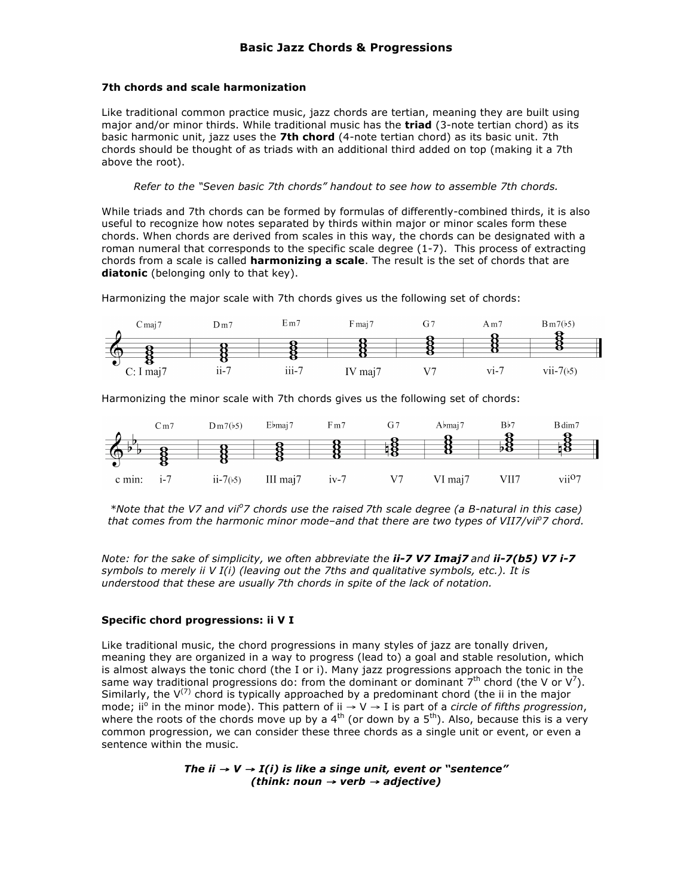# Basic Jazz Chords & Progressions

### 7th chords and scale harmonization

Like traditional common practice music, jazz chords are tertian, meaning they are built using major and/or minor thirds. While traditional music has the **triad** (3-note tertian chord) as its basic harmonic unit, jazz uses the **7th chord** (4-note tertian chord) as its basic unit. 7th chords should be thought of as triads with an additional third added on top (making it a 7th above the root).

*Refer to the "Seven basic 7th chords" handout to see how to assemble 7th chords.*

While triads and 7th chords can be formed by formulas of differently-combined thirds, it is also useful to recognize how notes separated by thirds within major or minor scales form these chords. When chords are derived from scales in this way, the chords can be designated with a roman numeral that corresponds to the specific scale degree (1-7). This process of extracting chords from a scale is called **harmonizing a scale**. The result is the set of chords that are **diatonic** (belonging only to that key).

Harmonizing the major scale with 7th chords gives us the following set of chords:

| Cmaj7 | Dm7 | Em7 | Fmaj7 | G7 | Am7 | Bm7(b5) |
|---|---|---|---|---|---|---|
| C: I maj7 | ii-7 | iii-7 | IV maj7 | V7 | vi-7 | vii-7(b5) |

Harmonizing the minor scale with 7th chords gives us the following set of chords:

| Cm7 | Dm7(b5) | E♭maj7 | Fm7 | G7 | A♭maj7 | B♭7 | Bdim7 |
|---|---|---|---|---|---|---|---|
| c min: i-7 | ii-7(b5) | III maj7 | iv-7 | V7 | VI maj7 | VII7 | vii°7 |

*\*Note that the V7 and vii°7 chords use the raised 7th scale degree (a B-natural in this case) that comes from the harmonic minor mode–and that there are two types of VII7/vii°7 chord.*

*Note: for the sake of simplicity, we often abbreviate the **ii-7 V7 Imaj7** and **ii-7(b5) V7 i-7** symbols to merely ii V I(i) (leaving out the 7ths and qualitative symbols, etc.). It is understood that these are usually 7th chords in spite of the lack of notation.*

### Specific chord progressions: ii V I

Like traditional music, the chord progressions in many styles of jazz are tonally driven, meaning they are organized in a way to progress (lead to) a goal and stable resolution, which is almost always the tonic chord (the I or i). Many jazz progressions approach the tonic in the same way traditional progressions do: from the dominant or dominant 7th chord (the V or $V^7$). Similarly, the $V^{(7)}$ chord is typically approached by a predominant chord (the ii in the major mode; ii° in the minor mode). This pattern of ii → V → I is part of a *circle of fifths progression*, where the roots of the chords move up by a 4th (or down by a 5th). Also, because this is a very common progression, we can consider these three chords as a single unit or event, or even a sentence within the music.

***The ii → V → I(i) is like a singe unit, event or "sentence" (think: noun → verb → adjective)***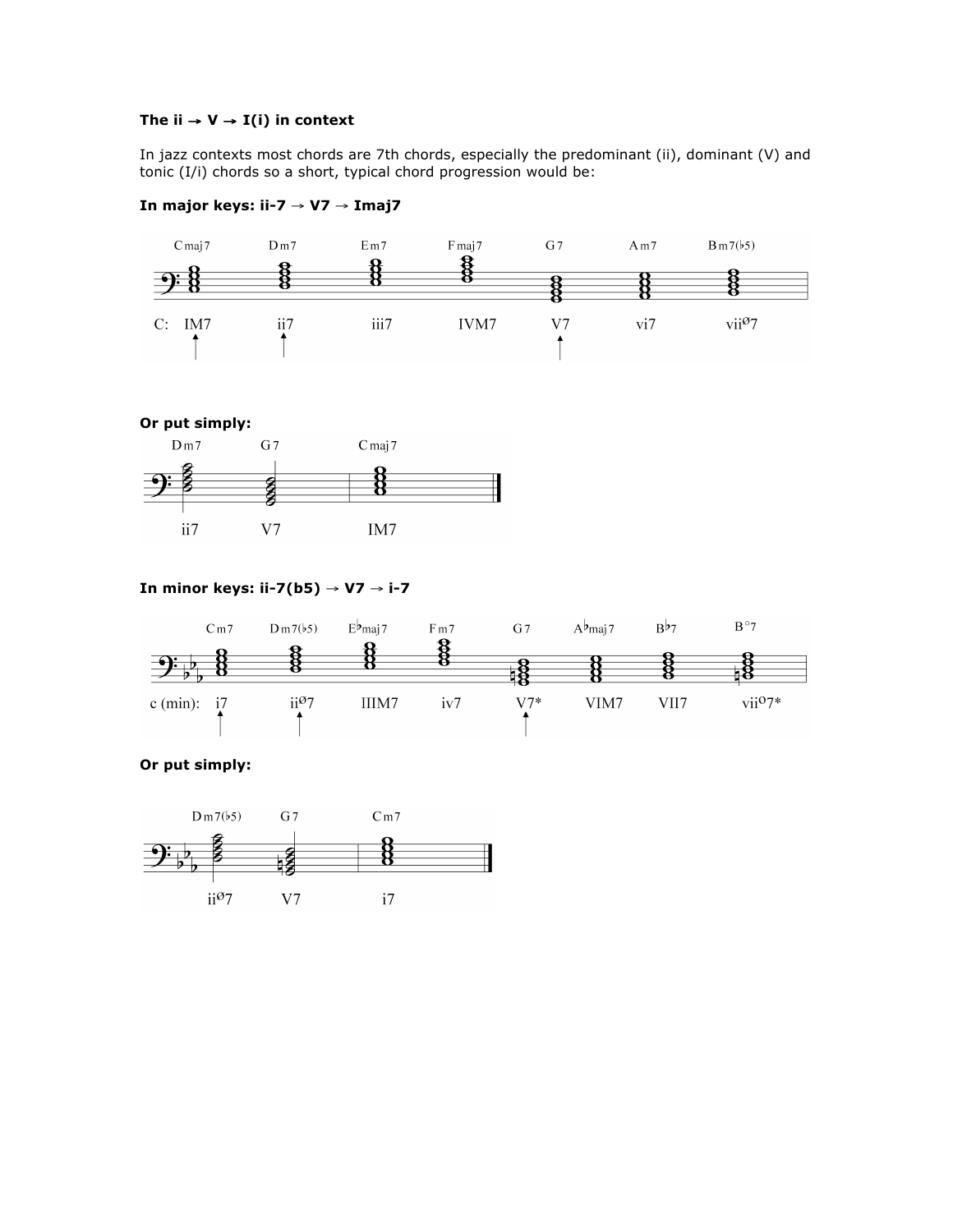**The ii → V → I(i) in context**

In jazz contexts most chords are 7th chords, especially the predominant (ii), dominant (V) and tonic (I/i) chords so a short, typical chord progression would be:

**In major keys: ii-7 → V7 → Imaj7**

| Cmaj7 | Dm7 | Em7 | Fmaj7 | G7 | Am7 | Bm7(♭5) |
|---|---|---|---|---|---|---|
| C: IM7 ↑ | ii7 ↑ | iii7 | IVM7 | V7 ↑ | vi7 | viiø7 |

**Or put simply:**

| Dm7 | G7 | Cmaj7 |
|---|---|---|
| ii7 | V7 | IM7 |

**In minor keys: ii-7(b5) → V7 → i-7**

| Cm7 | Dm7(♭5) | E♭maj7 | Fm7 | G7 | A♭maj7 | B♭7 | B°7 |
|---|---|---|---|---|---|---|---|
| c (min): i7 ↑ | iiø7 ↑ | IIIM7 | iv7 | V7* ↑ | VIM7 | VII7 | viio7* |

**Or put simply:**

| Dm7(♭5) | G7 | Cm7 |
|---|---|---|
| iiø7 | V7 | i7 |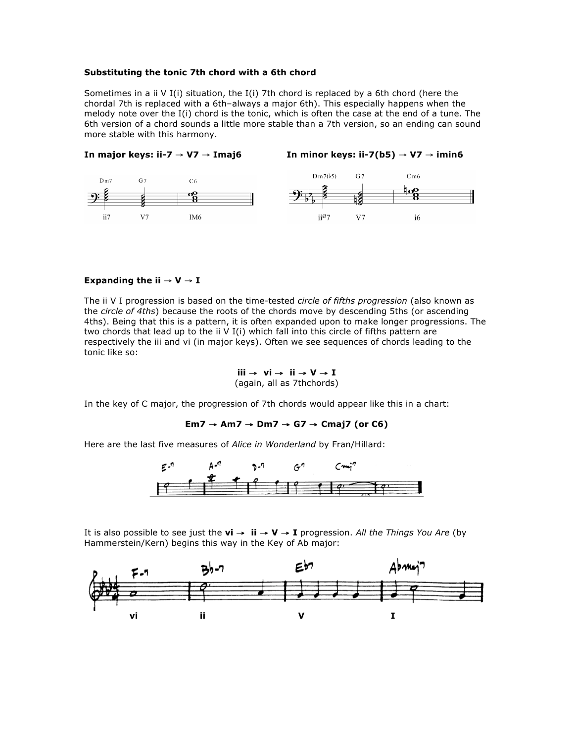**Substituting the tonic 7th chord with a 6th chord**

Sometimes in a ii V I(i) situation, the I(i) 7th chord is replaced by a 6th chord (here the chordal 7th is replaced with a 6th–always a major 6th). This especially happens when the melody note over the I(i) chord is the tonic, which is often the case at the end of a tune. The 6th version of a chord sounds a little more stable than a 7th version, so an ending can sound more stable with this harmony.

**In major keys: ii-7 → V7 → Imaj6**

**In minor keys: ii-7(b5) → V7 → imin6**

**Expanding the ii → V → I**

The ii V I progression is based on the time-tested *circle of fifths progression* (also known as the *circle of 4ths*) because the roots of the chords move by descending 5ths (or ascending 4ths). Being that this is a pattern, it is often expanded upon to make longer progressions. The two chords that lead up to the ii V I(i) which fall into this circle of fifths pattern are respectively the iii and vi (in major keys). Often we see sequences of chords leading to the tonic like so:

**iii → vi → ii → V → I**
(again, all as 7thchords)

In the key of C major, the progression of 7th chords would appear like this in a chart:

**Em7 → Am7 → Dm7 → G7 → Cmaj7 (or C6)**

Here are the last five measures of *Alice in Wonderland* by Fran/Hillard:

It is also possible to see just the **vi → ii → V → I** progression. *All the Things You Are* (by Hammerstein/Kern) begins this way in the Key of Ab major: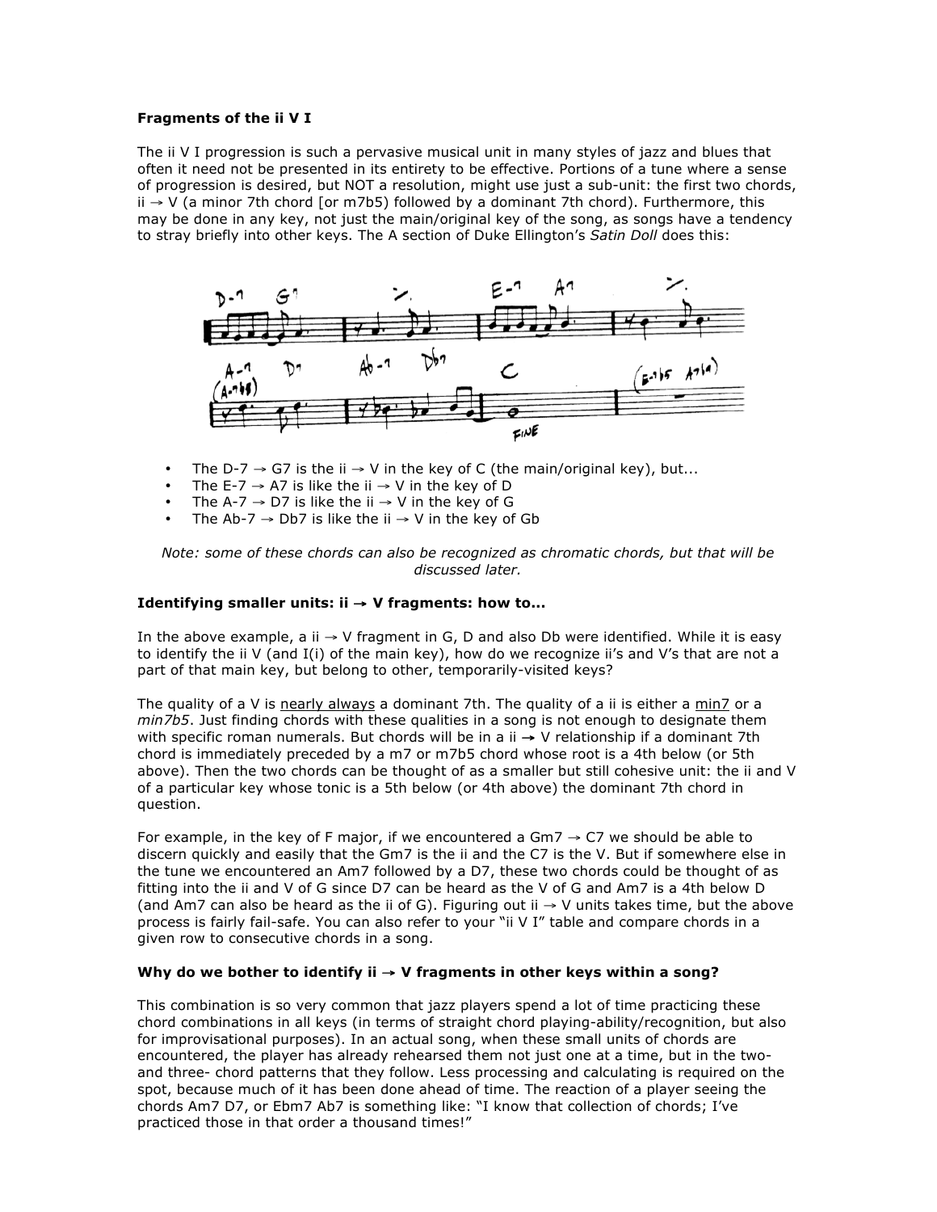**Fragments of the ii V I**

The ii V I progression is such a pervasive musical unit in many styles of jazz and blues that often it need not be presented in its entirety to be effective. Portions of a tune where a sense of progression is desired, but NOT a resolution, might use just a sub-unit: the first two chords, ii → V (a minor 7th chord [or m7b5) followed by a dominant 7th chord). Furthermore, this may be done in any key, not just the main/original key of the song, as songs have a tendency to stray briefly into other keys. The A section of Duke Ellington's *Satin Doll* does this:

- The D-7 → G7 is the ii → V in the key of C (the main/original key), but...
- The E-7 → A7 is like the ii → V in the key of D
- The A-7 → D7 is like the ii → V in the key of G
- The Ab-7 → Db7 is like the ii → V in the key of Gb

*Note: some of these chords can also be recognized as chromatic chords, but that will be discussed later.*

**Identifying smaller units: ii → V fragments: how to...**

In the above example, a ii → V fragment in G, D and also Db were identified. While it is easy to identify the ii V (and I(i) of the main key), how do we recognize ii's and V's that are not a part of that main key, but belong to other, temporarily-visited keys?

The quality of a V is nearly always a dominant 7th. The quality of a ii is either a min7 or a *min7b5*. Just finding chords with these qualities in a song is not enough to designate them with specific roman numerals. But chords will be in a ii → V relationship if a dominant 7th chord is immediately preceded by a m7 or m7b5 chord whose root is a 4th below (or 5th above). Then the two chords can be thought of as a smaller but still cohesive unit: the ii and V of a particular key whose tonic is a 5th below (or 4th above) the dominant 7th chord in question.

For example, in the key of F major, if we encountered a Gm7 → C7 we should be able to discern quickly and easily that the Gm7 is the ii and the C7 is the V. But if somewhere else in the tune we encountered an Am7 followed by a D7, these two chords could be thought of as fitting into the ii and V of G since D7 can be heard as the V of G and Am7 is a 4th below D (and Am7 can also be heard as the ii of G). Figuring out ii → V units takes time, but the above process is fairly fail-safe. You can also refer to your "ii V I" table and compare chords in a given row to consecutive chords in a song.

**Why do we bother to identify ii → V fragments in other keys within a song?**

This combination is so very common that jazz players spend a lot of time practicing these chord combinations in all keys (in terms of straight chord playing-ability/recognition, but also for improvisational purposes). In an actual song, when these small units of chords are encountered, the player has already rehearsed them not just one at a time, but in the two- and three- chord patterns that they follow. Less processing and calculating is required on the spot, because much of it has been done ahead of time. The reaction of a player seeing the chords Am7 D7, or Ebm7 Ab7 is something like: "I know that collection of chords; I've practiced those in that order a thousand times!"